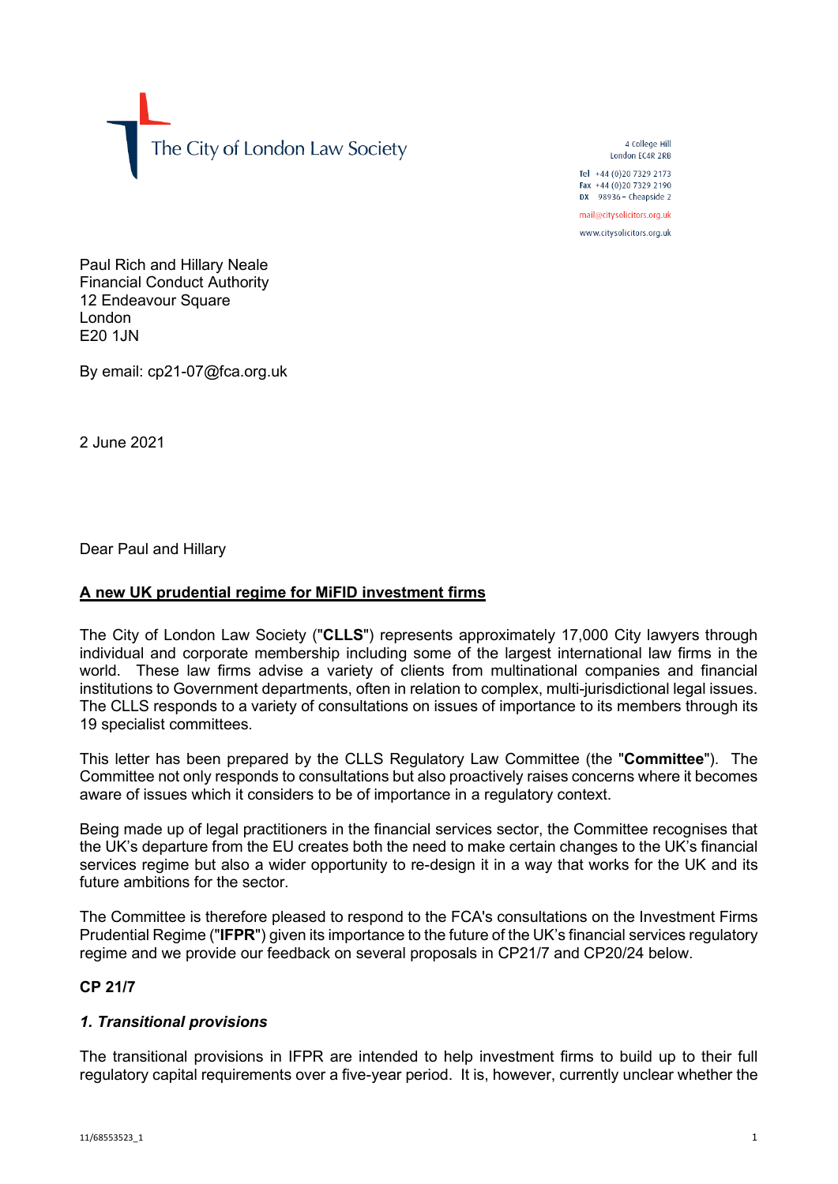The City of London Law Society

4 College Hill
London EC4R 2RB

Tel +44 (0)20 7329 2173
Fax +44 (0)20 7329 2190
DX 98936 – Cheapside 2

mail@citysolicitors.org.uk

www.citysolicitors.org.uk

Paul Rich and Hillary Neale
Financial Conduct Authority
12 Endeavour Square
London
E20 1JN

By email: cp21-07@fca.org.uk

2 June 2021

Dear Paul and Hillary

**A new UK prudential regime for MiFID investment firms**

The City of London Law Society ("**CLLS**") represents approximately 17,000 City lawyers through individual and corporate membership including some of the largest international law firms in the world. These law firms advise a variety of clients from multinational companies and financial institutions to Government departments, often in relation to complex, multi-jurisdictional legal issues. The CLLS responds to a variety of consultations on issues of importance to its members through its 19 specialist committees.

This letter has been prepared by the CLLS Regulatory Law Committee (the "**Committee**"). The Committee not only responds to consultations but also proactively raises concerns where it becomes aware of issues which it considers to be of importance in a regulatory context.

Being made up of legal practitioners in the financial services sector, the Committee recognises that the UK's departure from the EU creates both the need to make certain changes to the UK's financial services regime but also a wider opportunity to re-design it in a way that works for the UK and its future ambitions for the sector.

The Committee is therefore pleased to respond to the FCA's consultations on the Investment Firms Prudential Regime ("**IFPR**") given its importance to the future of the UK's financial services regulatory regime and we provide our feedback on several proposals in CP21/7 and CP20/24 below.

**CP 21/7**

***1. Transitional provisions***

The transitional provisions in IFPR are intended to help investment firms to build up to their full regulatory capital requirements over a five-year period. It is, however, currently unclear whether the

11/68553523_1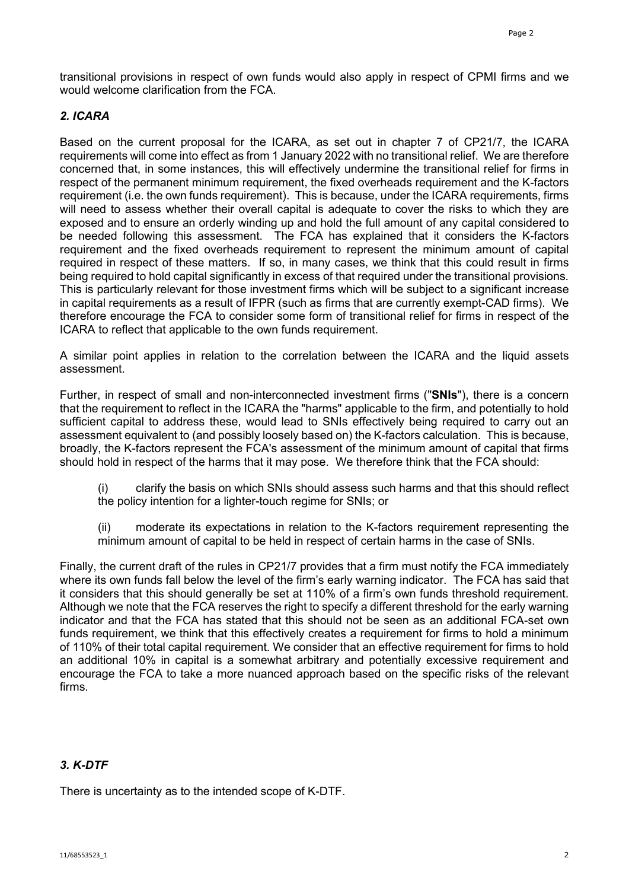transitional provisions in respect of own funds would also apply in respect of CPMI firms and we would welcome clarification from the FCA.

### *2. ICARA*

Based on the current proposal for the ICARA, as set out in chapter 7 of CP21/7, the ICARA requirements will come into effect as from 1 January 2022 with no transitional relief. We are therefore concerned that, in some instances, this will effectively undermine the transitional relief for firms in respect of the permanent minimum requirement, the fixed overheads requirement and the K-factors requirement (i.e. the own funds requirement). This is because, under the ICARA requirements, firms will need to assess whether their overall capital is adequate to cover the risks to which they are exposed and to ensure an orderly winding up and hold the full amount of any capital considered to be needed following this assessment. The FCA has explained that it considers the K-factors requirement and the fixed overheads requirement to represent the minimum amount of capital required in respect of these matters. If so, in many cases, we think that this could result in firms being required to hold capital significantly in excess of that required under the transitional provisions. This is particularly relevant for those investment firms which will be subject to a significant increase in capital requirements as a result of IFPR (such as firms that are currently exempt-CAD firms). We therefore encourage the FCA to consider some form of transitional relief for firms in respect of the ICARA to reflect that applicable to the own funds requirement.

A similar point applies in relation to the correlation between the ICARA and the liquid assets assessment.

Further, in respect of small and non-interconnected investment firms ("**SNIs**"), there is a concern that the requirement to reflect in the ICARA the "harms" applicable to the firm, and potentially to hold sufficient capital to address these, would lead to SNIs effectively being required to carry out an assessment equivalent to (and possibly loosely based on) the K-factors calculation. This is because, broadly, the K-factors represent the FCA's assessment of the minimum amount of capital that firms should hold in respect of the harms that it may pose. We therefore think that the FCA should:

(i) clarify the basis on which SNIs should assess such harms and that this should reflect the policy intention for a lighter-touch regime for SNIs; or

(ii) moderate its expectations in relation to the K-factors requirement representing the minimum amount of capital to be held in respect of certain harms in the case of SNIs.

Finally, the current draft of the rules in CP21/7 provides that a firm must notify the FCA immediately where its own funds fall below the level of the firm's early warning indicator. The FCA has said that it considers that this should generally be set at 110% of a firm's own funds threshold requirement. Although we note that the FCA reserves the right to specify a different threshold for the early warning indicator and that the FCA has stated that this should not be seen as an additional FCA-set own funds requirement, we think that this effectively creates a requirement for firms to hold a minimum of 110% of their total capital requirement. We consider that an effective requirement for firms to hold an additional 10% in capital is a somewhat arbitrary and potentially excessive requirement and encourage the FCA to take a more nuanced approach based on the specific risks of the relevant firms.

### *3. K-DTF*

There is uncertainty as to the intended scope of K-DTF.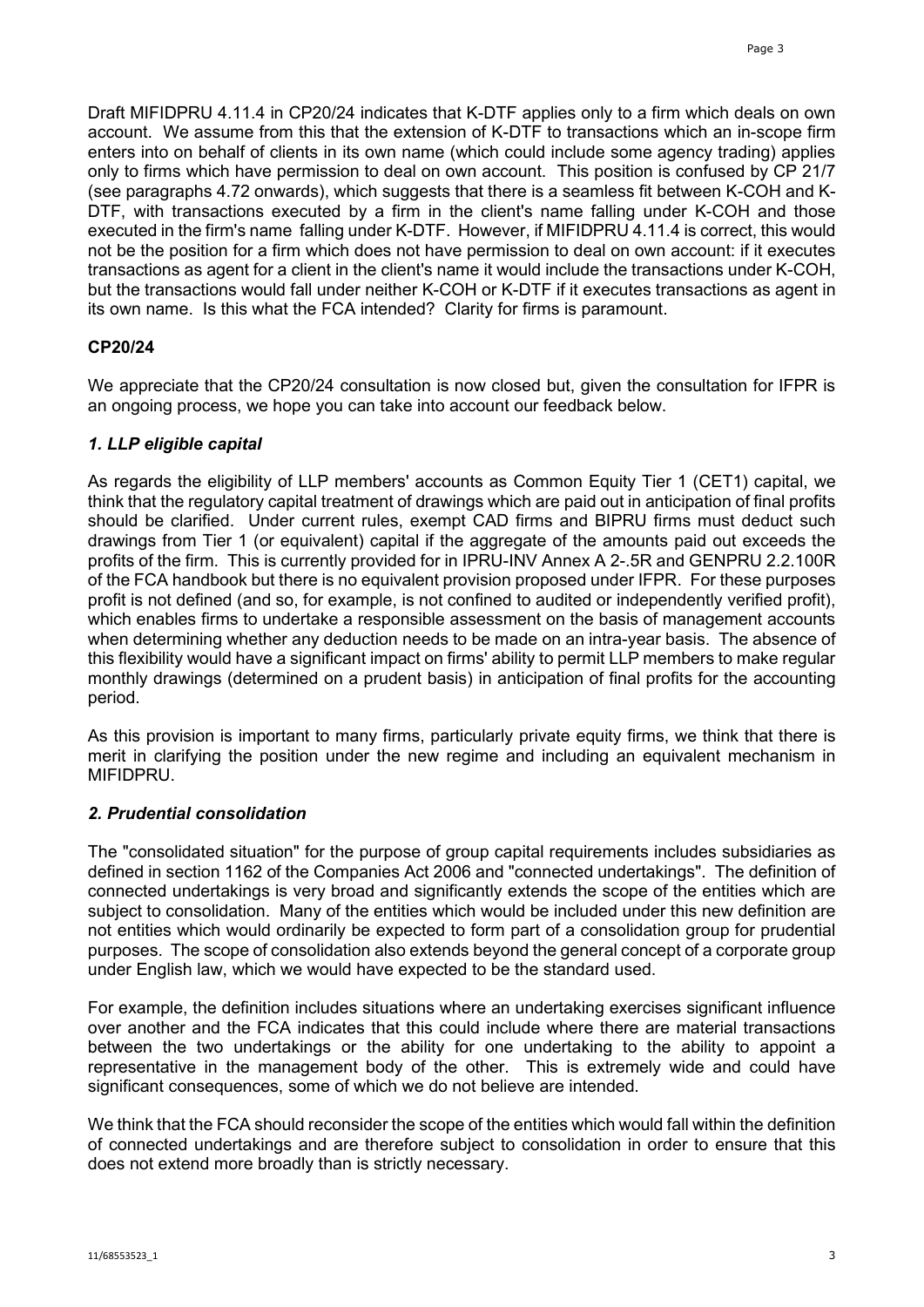Draft MIFIDPRU 4.11.4 in CP20/24 indicates that K-DTF applies only to a firm which deals on own account. We assume from this that the extension of K-DTF to transactions which an in-scope firm enters into on behalf of clients in its own name (which could include some agency trading) applies only to firms which have permission to deal on own account. This position is confused by CP 21/7 (see paragraphs 4.72 onwards), which suggests that there is a seamless fit between K-COH and K-DTF, with transactions executed by a firm in the client's name falling under K-COH and those executed in the firm's name falling under K-DTF. However, if MIFIDPRU 4.11.4 is correct, this would not be the position for a firm which does not have permission to deal on own account: if it executes transactions as agent for a client in the client's name it would include the transactions under K-COH, but the transactions would fall under neither K-COH or K-DTF if it executes transactions as agent in its own name. Is this what the FCA intended? Clarity for firms is paramount.

## CP20/24

We appreciate that the CP20/24 consultation is now closed but, given the consultation for IFPR is an ongoing process, we hope you can take into account our feedback below.

### *1. LLP eligible capital*

As regards the eligibility of LLP members' accounts as Common Equity Tier 1 (CET1) capital, we think that the regulatory capital treatment of drawings which are paid out in anticipation of final profits should be clarified. Under current rules, exempt CAD firms and BIPRU firms must deduct such drawings from Tier 1 (or equivalent) capital if the aggregate of the amounts paid out exceeds the profits of the firm. This is currently provided for in IPRU-INV Annex A 2-.5R and GENPRU 2.2.100R of the FCA handbook but there is no equivalent provision proposed under IFPR. For these purposes profit is not defined (and so, for example, is not confined to audited or independently verified profit), which enables firms to undertake a responsible assessment on the basis of management accounts when determining whether any deduction needs to be made on an intra-year basis. The absence of this flexibility would have a significant impact on firms' ability to permit LLP members to make regular monthly drawings (determined on a prudent basis) in anticipation of final profits for the accounting period.

As this provision is important to many firms, particularly private equity firms, we think that there is merit in clarifying the position under the new regime and including an equivalent mechanism in MIFIDPRU.

### *2. Prudential consolidation*

The "consolidated situation" for the purpose of group capital requirements includes subsidiaries as defined in section 1162 of the Companies Act 2006 and "connected undertakings". The definition of connected undertakings is very broad and significantly extends the scope of the entities which are subject to consolidation. Many of the entities which would be included under this new definition are not entities which would ordinarily be expected to form part of a consolidation group for prudential purposes. The scope of consolidation also extends beyond the general concept of a corporate group under English law, which we would have expected to be the standard used.

For example, the definition includes situations where an undertaking exercises significant influence over another and the FCA indicates that this could include where there are material transactions between the two undertakings or the ability for one undertaking to the ability to appoint a representative in the management body of the other. This is extremely wide and could have significant consequences, some of which we do not believe are intended.

We think that the FCA should reconsider the scope of the entities which would fall within the definition of connected undertakings and are therefore subject to consolidation in order to ensure that this does not extend more broadly than is strictly necessary.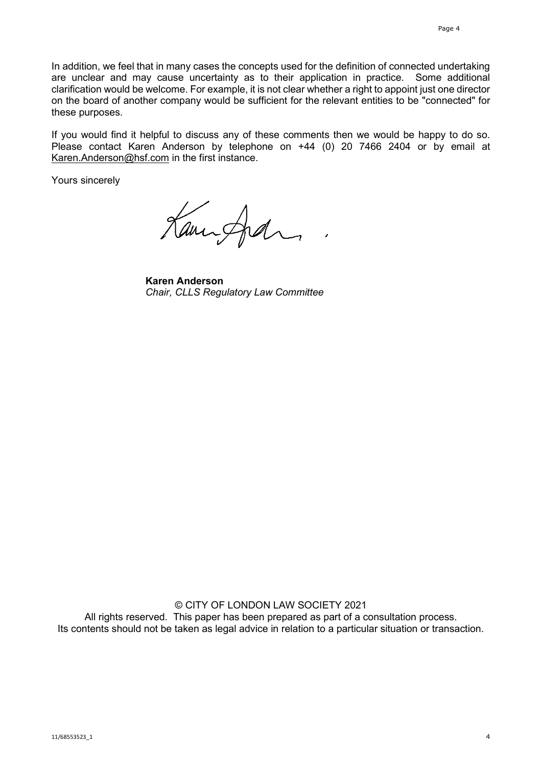In addition, we feel that in many cases the concepts used for the definition of connected undertaking are unclear and may cause uncertainty as to their application in practice. Some additional clarification would be welcome. For example, it is not clear whether a right to appoint just one director on the board of another company would be sufficient for the relevant entities to be "connected" for these purposes.

If you would find it helpful to discuss any of these comments then we would be happy to do so. Please contact Karen Anderson by telephone on +44 (0) 20 7466 2404 or by email at Karen.Anderson@hsf.com in the first instance.

Yours sincerely

**Karen Anderson**
*Chair, CLLS Regulatory Law Committee*

© CITY OF LONDON LAW SOCIETY 2021
All rights reserved. This paper has been prepared as part of a consultation process.
Its contents should not be taken as legal advice in relation to a particular situation or transaction.

11/68553523_1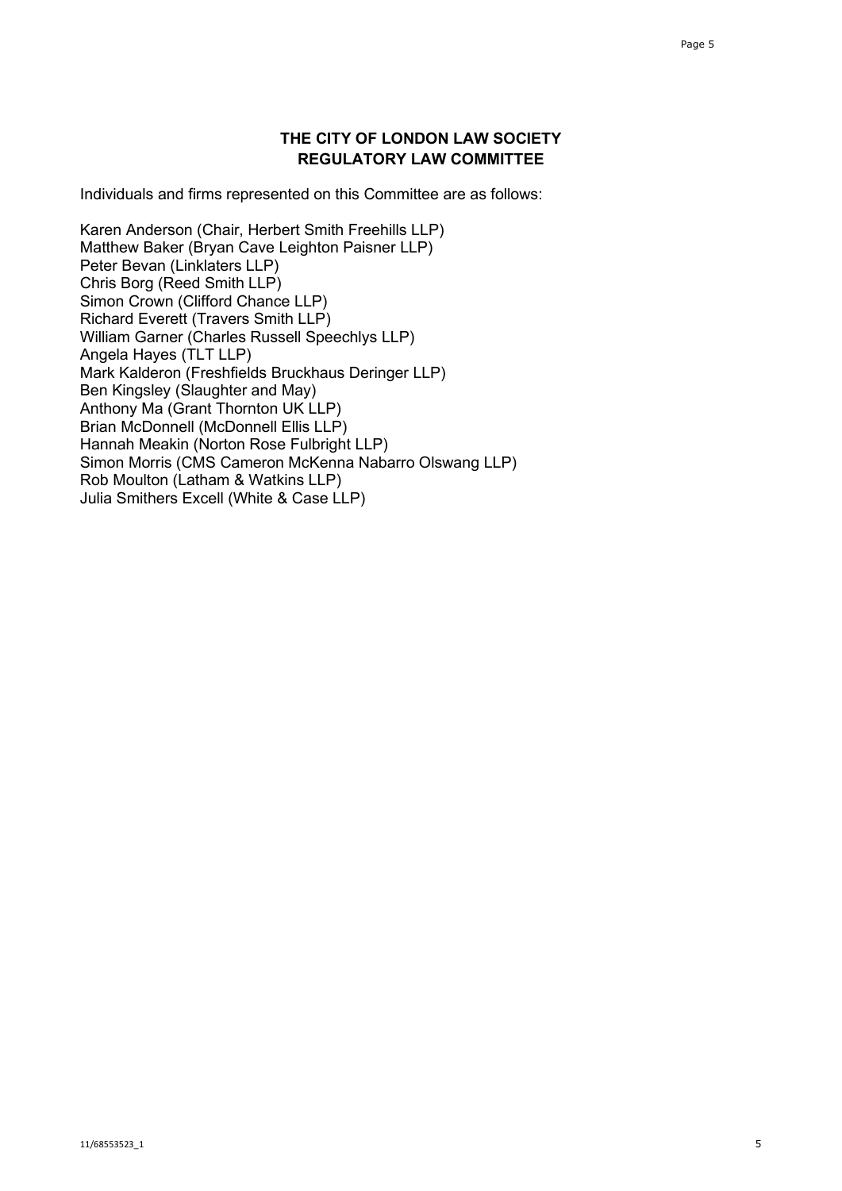**THE CITY OF LONDON LAW SOCIETY**
**REGULATORY LAW COMMITTEE**

Individuals and firms represented on this Committee are as follows:

Karen Anderson (Chair, Herbert Smith Freehills LLP)
Matthew Baker (Bryan Cave Leighton Paisner LLP)
Peter Bevan (Linklaters LLP)
Chris Borg (Reed Smith LLP)
Simon Crown (Clifford Chance LLP)
Richard Everett (Travers Smith LLP)
William Garner (Charles Russell Speechlys LLP)
Angela Hayes (TLT LLP)
Mark Kalderon (Freshfields Bruckhaus Deringer LLP)
Ben Kingsley (Slaughter and May)
Anthony Ma (Grant Thornton UK LLP)
Brian McDonnell (McDonnell Ellis LLP)
Hannah Meakin (Norton Rose Fulbright LLP)
Simon Morris (CMS Cameron McKenna Nabarro Olswang LLP)
Rob Moulton (Latham & Watkins LLP)
Julia Smithers Excell (White & Case LLP)